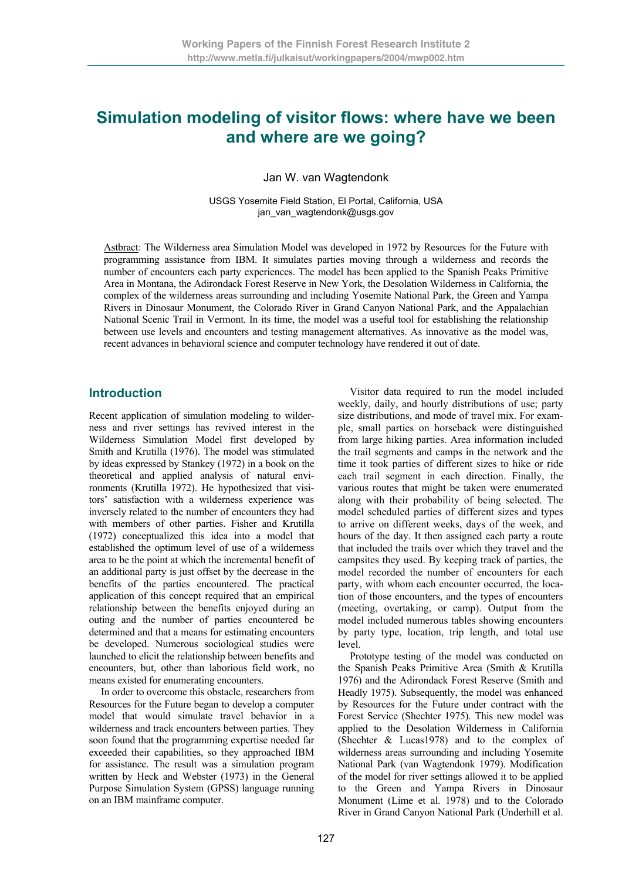# Simulation modeling of visitor flows: where have we been and where are we going?

Jan W. van Wagtendonk

USGS Yosemite Field Station, El Portal, California, USA
jan_van_wagtendonk@usgs.gov

Astbract: The Wilderness area Simulation Model was developed in 1972 by Resources for the Future with programming assistance from IBM. It simulates parties moving through a wilderness and records the number of encounters each party experiences. The model has been applied to the Spanish Peaks Primitive Area in Montana, the Adirondack Forest Reserve in New York, the Desolation Wilderness in California, the complex of the wilderness areas surrounding and including Yosemite National Park, the Green and Yampa Rivers in Dinosaur Monument, the Colorado River in Grand Canyon National Park, and the Appalachian National Scenic Trail in Vermont. In its time, the model was a useful tool for establishing the relationship between use levels and encounters and testing management alternatives. As innovative as the model was, recent advances in behavioral science and computer technology have rendered it out of date.

## Introduction

Recent application of simulation modeling to wilderness and river settings has revived interest in the Wilderness Simulation Model first developed by Smith and Krutilla (1976). The model was stimulated by ideas expressed by Stankey (1972) in a book on the theoretical and applied analysis of natural environments (Krutilla 1972). He hypothesized that visitors' satisfaction with a wilderness experience was inversely related to the number of encounters they had with members of other parties. Fisher and Krutilla (1972) conceptualized this idea into a model that established the optimum level of use of a wilderness area to be the point at which the incremental benefit of an additional party is just offset by the decrease in the benefits of the parties encountered. The practical application of this concept required that an empirical relationship between the benefits enjoyed during an outing and the number of parties encountered be determined and that a means for estimating encounters be developed. Numerous sociological studies were launched to elicit the relationship between benefits and encounters, but, other than laborious field work, no means existed for enumerating encounters.

In order to overcome this obstacle, researchers from Resources for the Future began to develop a computer model that would simulate travel behavior in a wilderness and track encounters between parties. They soon found that the programming expertise needed far exceeded their capabilities, so they approached IBM for assistance. The result was a simulation program written by Heck and Webster (1973) in the General Purpose Simulation System (GPSS) language running on an IBM mainframe computer.

Visitor data required to run the model included weekly, daily, and hourly distributions of use; party size distributions, and mode of travel mix. For example, small parties on horseback were distinguished from large hiking parties. Area information included the trail segments and camps in the network and the time it took parties of different sizes to hike or ride each trail segment in each direction. Finally, the various routes that might be taken were enumerated along with their probability of being selected. The model scheduled parties of different sizes and types to arrive on different weeks, days of the week, and hours of the day. It then assigned each party a route that included the trails over which they travel and the campsites they used. By keeping track of parties, the model recorded the number of encounters for each party, with whom each encounter occurred, the location of those encounters, and the types of encounters (meeting, overtaking, or camp). Output from the model included numerous tables showing encounters by party type, location, trip length, and total use level.

Prototype testing of the model was conducted on the Spanish Peaks Primitive Area (Smith & Krutilla 1976) and the Adirondack Forest Reserve (Smith and Headly 1975). Subsequently, the model was enhanced by Resources for the Future under contract with the Forest Service (Shechter 1975). This new model was applied to the Desolation Wilderness in California (Shechter & Lucas1978) and to the complex of wilderness areas surrounding and including Yosemite National Park (van Wagtendonk 1979). Modification of the model for river settings allowed it to be applied to the Green and Yampa Rivers in Dinosaur Monument (Lime et al. 1978) and to the Colorado River in Grand Canyon National Park (Underhill et al.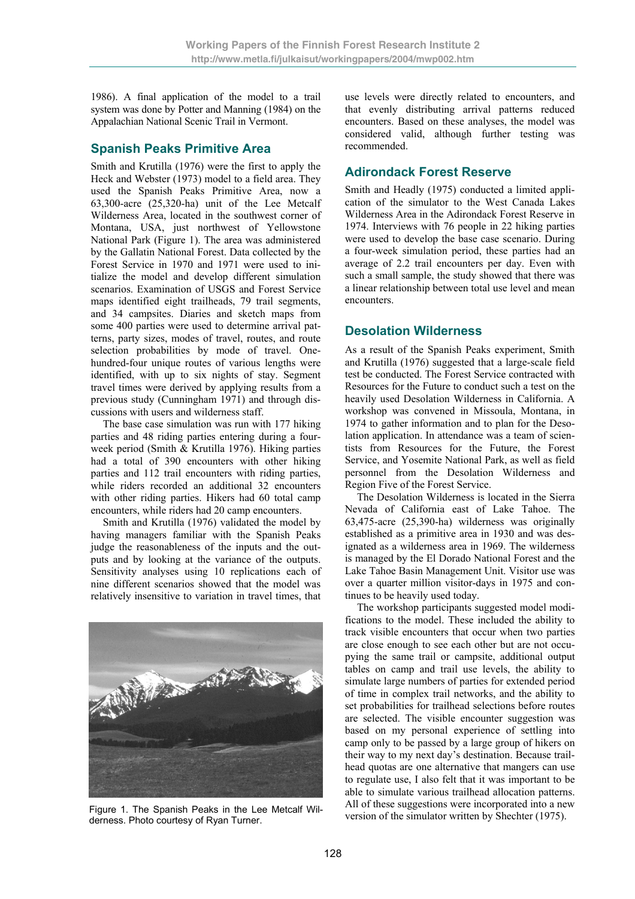1986). A final application of the model to a trail system was done by Potter and Manning (1984) on the Appalachian National Scenic Trail in Vermont.

## Spanish Peaks Primitive Area

Smith and Krutilla (1976) were the first to apply the Heck and Webster (1973) model to a field area. They used the Spanish Peaks Primitive Area, now a 63,300-acre (25,320-ha) unit of the Lee Metcalf Wilderness Area, located in the southwest corner of Montana, USA, just northwest of Yellowstone National Park (Figure 1). The area was administered by the Gallatin National Forest. Data collected by the Forest Service in 1970 and 1971 were used to initialize the model and develop different simulation scenarios. Examination of USGS and Forest Service maps identified eight trailheads, 79 trail segments, and 34 campsites. Diaries and sketch maps from some 400 parties were used to determine arrival patterns, party sizes, modes of travel, routes, and route selection probabilities by mode of travel. One-hundred-four unique routes of various lengths were identified, with up to six nights of stay. Segment travel times were derived by applying results from a previous study (Cunningham 1971) and through discussions with users and wilderness staff.

The base case simulation was run with 177 hiking parties and 48 riding parties entering during a four-week period (Smith & Krutilla 1976). Hiking parties had a total of 390 encounters with other hiking parties and 112 trail encounters with riding parties, while riders recorded an additional 32 encounters with other riding parties. Hikers had 60 total camp encounters, while riders had 20 camp encounters.

Smith and Krutilla (1976) validated the model by having managers familiar with the Spanish Peaks judge the reasonableness of the inputs and the outputs and by looking at the variance of the outputs. Sensitivity analyses using 10 replications each of nine different scenarios showed that the model was relatively insensitive to variation in travel times, that use levels were directly related to encounters, and that evenly distributing arrival patterns reduced encounters. Based on these analyses, the model was considered valid, although further testing was recommended.

Figure 1. The Spanish Peaks in the Lee Metcalf Wilderness. Photo courtesy of Ryan Turner.

## Adirondack Forest Reserve

Smith and Headly (1975) conducted a limited application of the simulator to the West Canada Lakes Wilderness Area in the Adirondack Forest Reserve in 1974. Interviews with 76 people in 22 hiking parties were used to develop the base case scenario. During a four-week simulation period, these parties had an average of 2.2 trail encounters per day. Even with such a small sample, the study showed that there was a linear relationship between total use level and mean encounters.

## Desolation Wilderness

As a result of the Spanish Peaks experiment, Smith and Krutilla (1976) suggested that a large-scale field test be conducted. The Forest Service contracted with Resources for the Future to conduct such a test on the heavily used Desolation Wilderness in California. A workshop was convened in Missoula, Montana, in 1974 to gather information and to plan for the Desolation application. In attendance was a team of scientists from Resources for the Future, the Forest Service, and Yosemite National Park, as well as field personnel from the Desolation Wilderness and Region Five of the Forest Service.

The Desolation Wilderness is located in the Sierra Nevada of California east of Lake Tahoe. The 63,475-acre (25,390-ha) wilderness was originally established as a primitive area in 1930 and was designated as a wilderness area in 1969. The wilderness is managed by the El Dorado National Forest and the Lake Tahoe Basin Management Unit. Visitor use was over a quarter million visitor-days in 1975 and continues to be heavily used today.

The workshop participants suggested model modifications to the model. These included the ability to track visible encounters that occur when two parties are close enough to see each other but are not occupying the same trail or campsite, additional output tables on camp and trail use levels, the ability to simulate large numbers of parties for extended period of time in complex trail networks, and the ability to set probabilities for trailhead selections before routes are selected. The visible encounter suggestion was based on my personal experience of settling into camp only to be passed by a large group of hikers on their way to my next day's destination. Because trailhead quotas are one alternative that mangers can use to regulate use, I also felt that it was important to be able to simulate various trailhead allocation patterns. All of these suggestions were incorporated into a new version of the simulator written by Shechter (1975).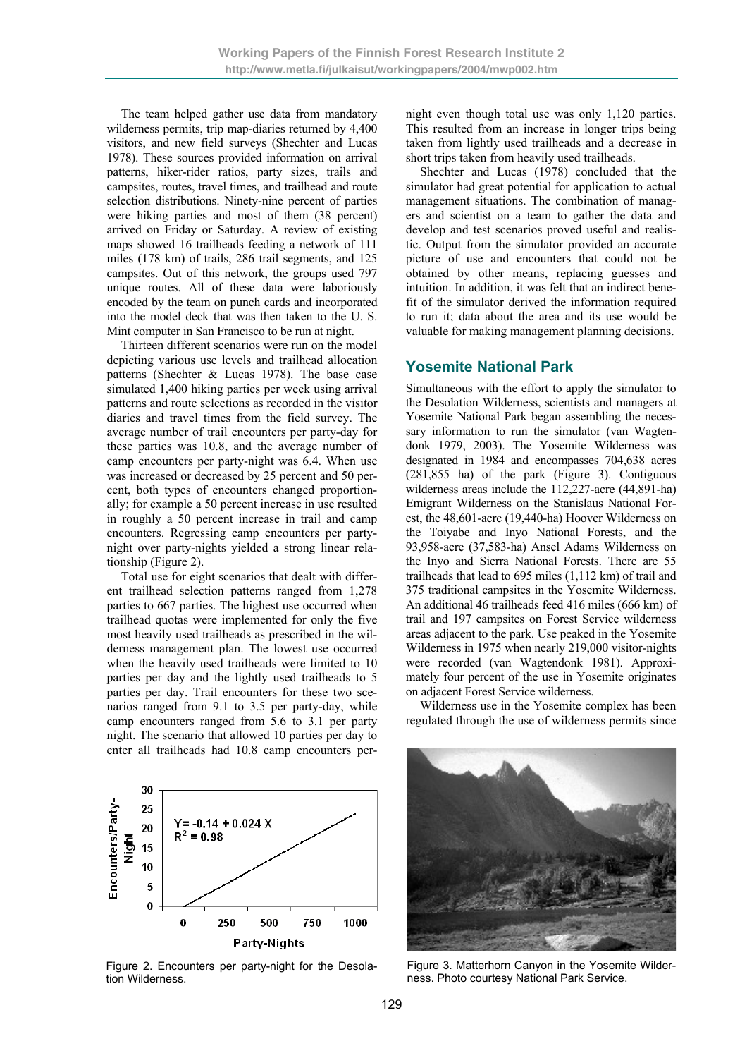The team helped gather use data from mandatory wilderness permits, trip map-diaries returned by 4,400 visitors, and new field surveys (Shechter and Lucas 1978). These sources provided information on arrival patterns, hiker-rider ratios, party sizes, trails and campsites, routes, travel times, and trailhead and route selection distributions. Ninety-nine percent of parties were hiking parties and most of them (38 percent) arrived on Friday or Saturday. A review of existing maps showed 16 trailheads feeding a network of 111 miles (178 km) of trails, 286 trail segments, and 125 campsites. Out of this network, the groups used 797 unique routes. All of these data were laboriously encoded by the team on punch cards and incorporated into the model deck that was then taken to the U. S. Mint computer in San Francisco to be run at night.

Thirteen different scenarios were run on the model depicting various use levels and trailhead allocation patterns (Shechter & Lucas 1978). The base case simulated 1,400 hiking parties per week using arrival patterns and route selections as recorded in the visitor diaries and travel times from the field survey. The average number of trail encounters per party-day for these parties was 10.8, and the average number of camp encounters per party-night was 6.4. When use was increased or decreased by 25 percent and 50 percent, both types of encounters changed proportionally; for example a 50 percent increase in use resulted in roughly a 50 percent increase in trail and camp encounters. Regressing camp encounters per party-night over party-nights yielded a strong linear relationship (Figure 2).

Total use for eight scenarios that dealt with different trailhead selection patterns ranged from 1,278 parties to 667 parties. The highest use occurred when trailhead quotas were implemented for only the five most heavily used trailheads as prescribed in the wilderness management plan. The lowest use occurred when the heavily used trailheads were limited to 10 parties per day and the lightly used trailheads to 5 parties per day. Trail encounters for these two scenarios ranged from 9.1 to 3.5 per party-day, while camp encounters ranged from 5.6 to 3.1 per party night. The scenario that allowed 10 parties per day to enter all trailheads had 10.8 camp encounters per-night even though total use was only 1,120 parties. This resulted from an increase in longer trips being taken from lightly used trailheads and a decrease in short trips taken from heavily used trailheads.

Shechter and Lucas (1978) concluded that the simulator had great potential for application to actual management situations. The combination of managers and scientist on a team to gather the data and develop and test scenarios proved useful and realistic. Output from the simulator provided an accurate picture of use and encounters that could not be obtained by other means, replacing guesses and intuition. In addition, it was felt that an indirect benefit of the simulator derived the information required to run it; data about the area and its use would be valuable for making management planning decisions.

$$Y = -0.14 + 0.024\,X \qquad R^2 = 0.98$$

Figure 2. Encounters per party-night for the Desolation Wilderness.

## Yosemite National Park

Simultaneous with the effort to apply the simulator to the Desolation Wilderness, scientists and managers at Yosemite National Park began assembling the necessary information to run the simulator (van Wagtendonk 1979, 2003). The Yosemite Wilderness was designated in 1984 and encompasses 704,638 acres (281,855 ha) of the park (Figure 3). Contiguous wilderness areas include the 112,227-acre (44,891-ha) Emigrant Wilderness on the Stanislaus National Forest, the 48,601-acre (19,440-ha) Hoover Wilderness on the Toiyabe and Inyo National Forests, and the 93,958-acre (37,583-ha) Ansel Adams Wilderness on the Inyo and Sierra National Forests. There are 55 trailheads that lead to 695 miles (1,112 km) of trail and 375 traditional campsites in the Yosemite Wilderness. An additional 46 trailheads feed 416 miles (666 km) of trail and 197 campsites on Forest Service wilderness areas adjacent to the park. Use peaked in the Yosemite Wilderness in 1975 when nearly 219,000 visitor-nights were recorded (van Wagtendonk 1981). Approximately four percent of the use in Yosemite originates on adjacent Forest Service wilderness.

Wilderness use in the Yosemite complex has been regulated through the use of wilderness permits since

Figure 3. Matterhorn Canyon in the Yosemite Wilderness. Photo courtesy National Park Service.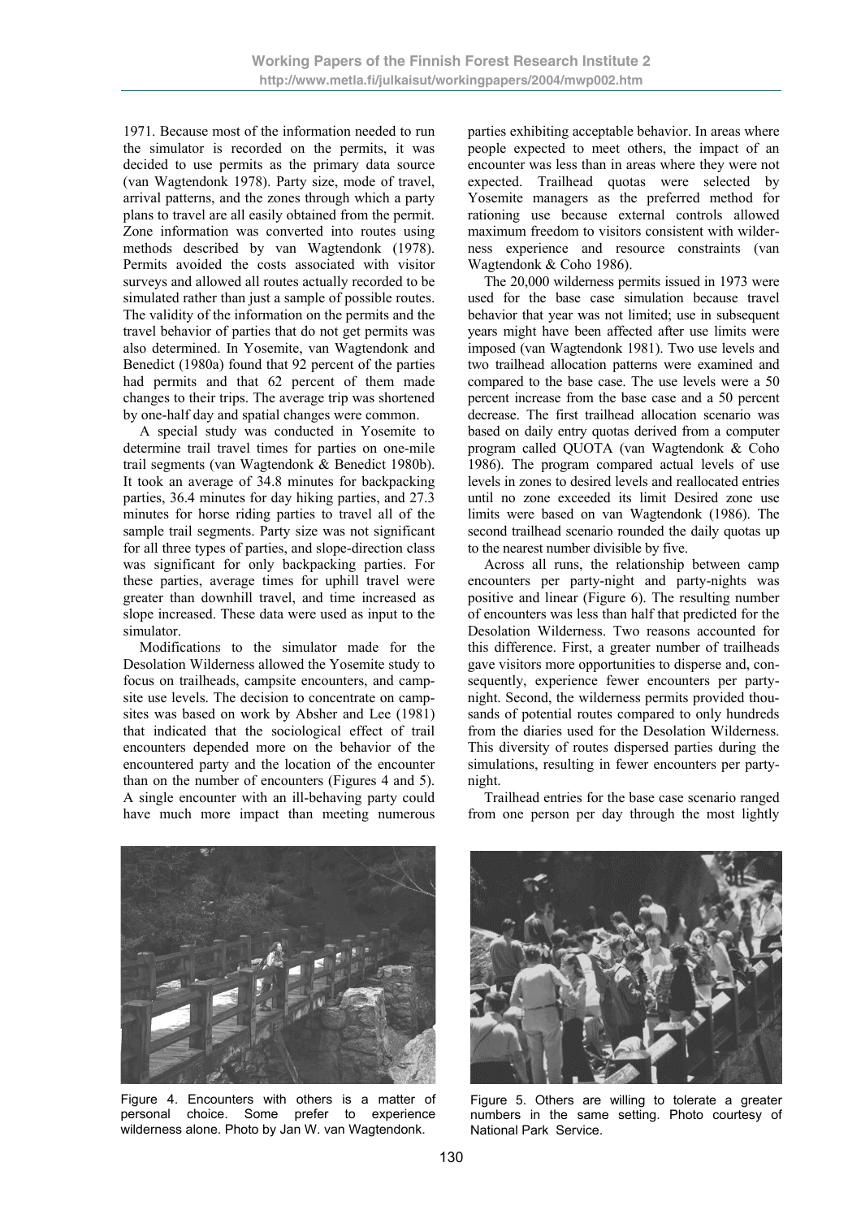1971. Because most of the information needed to run the simulator is recorded on the permits, it was decided to use permits as the primary data source (van Wagtendonk 1978). Party size, mode of travel, arrival patterns, and the zones through which a party plans to travel are all easily obtained from the permit. Zone information was converted into routes using methods described by van Wagtendonk (1978). Permits avoided the costs associated with visitor surveys and allowed all routes actually recorded to be simulated rather than just a sample of possible routes. The validity of the information on the permits and the travel behavior of parties that do not get permits was also determined. In Yosemite, van Wagtendonk and Benedict (1980a) found that 92 percent of the parties had permits and that 62 percent of them made changes to their trips. The average trip was shortened by one-half day and spatial changes were common.

A special study was conducted in Yosemite to determine trail travel times for parties on one-mile trail segments (van Wagtendonk & Benedict 1980b). It took an average of 34.8 minutes for backpacking parties, 36.4 minutes for day hiking parties, and 27.3 minutes for horse riding parties to travel all of the sample trail segments. Party size was not significant for all three types of parties, and slope-direction class was significant for only backpacking parties. For these parties, average times for uphill travel were greater than downhill travel, and time increased as slope increased. These data were used as input to the simulator.

Modifications to the simulator made for the Desolation Wilderness allowed the Yosemite study to focus on trailheads, campsite encounters, and campsite use levels. The decision to concentrate on campsites was based on work by Absher and Lee (1981) that indicated that the sociological effect of trail encounters depended more on the behavior of the encountered party and the location of the encounter than on the number of encounters (Figures 4 and 5). A single encounter with an ill-behaving party could have much more impact than meeting numerous parties exhibiting acceptable behavior. In areas where people expected to meet others, the impact of an encounter was less than in areas where they were not expected. Trailhead quotas were selected by Yosemite managers as the preferred method for rationing use because external controls allowed maximum freedom to visitors consistent with wilderness experience and resource constraints (van Wagtendonk & Coho 1986).

The 20,000 wilderness permits issued in 1973 were used for the base case simulation because travel behavior that year was not limited; use in subsequent years might have been affected after use limits were imposed (van Wagtendonk 1981). Two use levels and two trailhead allocation patterns were examined and compared to the base case. The use levels were a 50 percent increase from the base case and a 50 percent decrease. The first trailhead allocation scenario was based on daily entry quotas derived from a computer program called QUOTA (van Wagtendonk & Coho 1986). The program compared actual levels of use levels in zones to desired levels and reallocated entries until no zone exceeded its limit Desired zone use limits were based on van Wagtendonk (1986). The second trailhead scenario rounded the daily quotas up to the nearest number divisible by five.

Across all runs, the relationship between camp encounters per party-night and party-nights was positive and linear (Figure 6). The resulting number of encounters was less than half that predicted for the Desolation Wilderness. Two reasons accounted for this difference. First, a greater number of trailheads gave visitors more opportunities to disperse and, consequently, experience fewer encounters per party-night. Second, the wilderness permits provided thousands of potential routes compared to only hundreds from the diaries used for the Desolation Wilderness. This diversity of routes dispersed parties during the simulations, resulting in fewer encounters per party-night.

Trailhead entries for the base case scenario ranged from one person per day through the most lightly

Figure 4. Encounters with others is a matter of personal choice. Some prefer to experience wilderness alone. Photo by Jan W. van Wagtendonk.

Figure 5. Others are willing to tolerate a greater numbers in the same setting. Photo courtesy of National Park Service.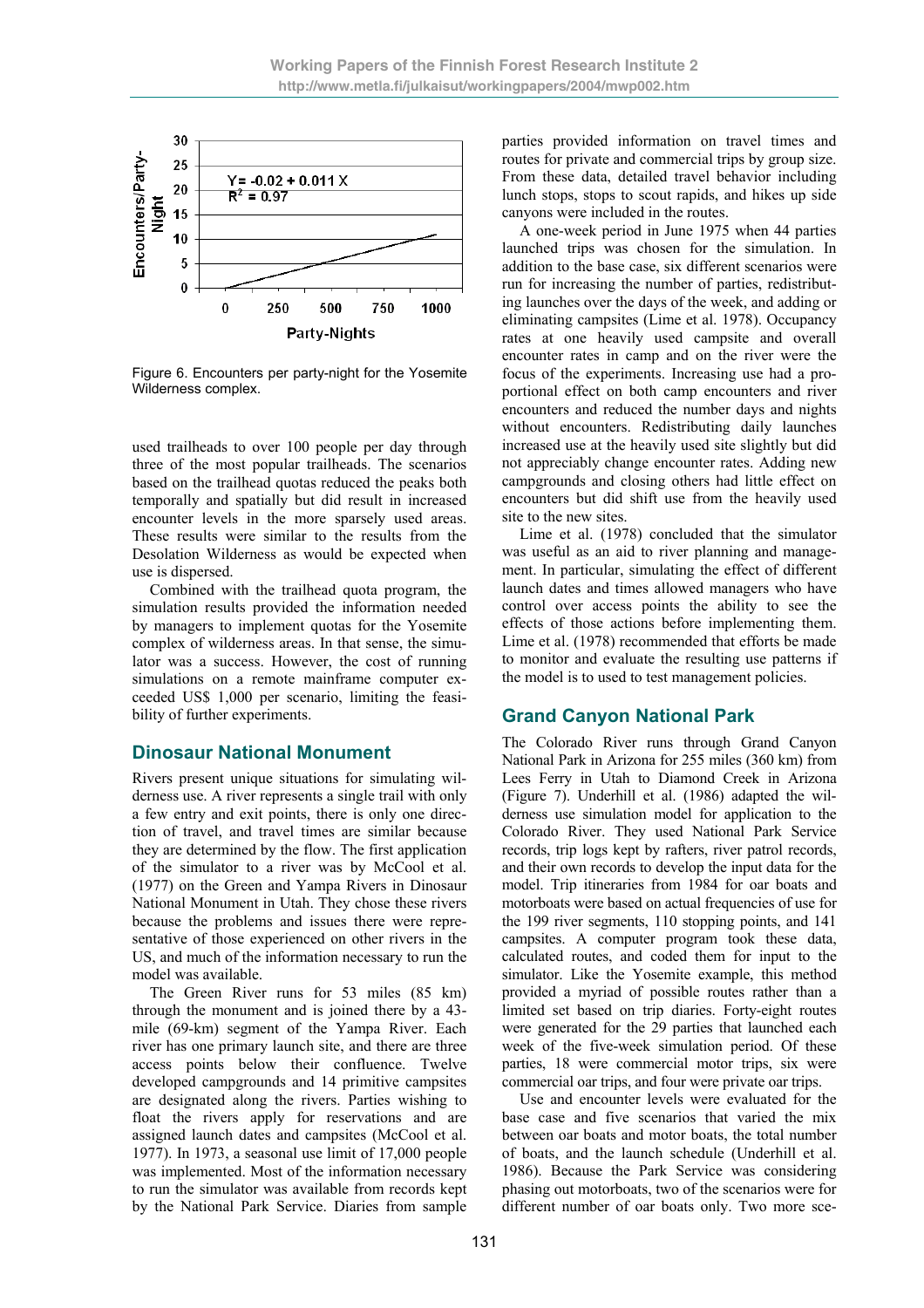Figure 6. Encounters per party-night for the Yosemite Wilderness complex.

used trailheads to over 100 people per day through three of the most popular trailheads. The scenarios based on the trailhead quotas reduced the peaks both temporally and spatially but did result in increased encounter levels in the more sparsely used areas. These results were similar to the results from the Desolation Wilderness as would be expected when use is dispersed.

Combined with the trailhead quota program, the simulation results provided the information needed by managers to implement quotas for the Yosemite complex of wilderness areas. In that sense, the simulator was a success. However, the cost of running simulations on a remote mainframe computer exceeded US$ 1,000 per scenario, limiting the feasibility of further experiments.

## Dinosaur National Monument

Rivers present unique situations for simulating wilderness use. A river represents a single trail with only a few entry and exit points, there is only one direction of travel, and travel times are similar because they are determined by the flow. The first application of the simulator to a river was by McCool et al. (1977) on the Green and Yampa Rivers in Dinosaur National Monument in Utah. They chose these rivers because the problems and issues there were representative of those experienced on other rivers in the US, and much of the information necessary to run the model was available.

The Green River runs for 53 miles (85 km) through the monument and is joined there by a 43-mile (69-km) segment of the Yampa River. Each river has one primary launch site, and there are three access points below their confluence. Twelve developed campgrounds and 14 primitive campsites are designated along the rivers. Parties wishing to float the rivers apply for reservations and are assigned launch dates and campsites (McCool et al. 1977). In 1973, a seasonal use limit of 17,000 people was implemented. Most of the information necessary to run the simulator was available from records kept by the National Park Service. Diaries from sample parties provided information on travel times and routes for private and commercial trips by group size. From these data, detailed travel behavior including lunch stops, stops to scout rapids, and hikes up side canyons were included in the routes.

A one-week period in June 1975 when 44 parties launched trips was chosen for the simulation. In addition to the base case, six different scenarios were run for increasing the number of parties, redistributing launches over the days of the week, and adding or eliminating campsites (Lime et al. 1978). Occupancy rates at one heavily used campsite and overall encounter rates in camp and on the river were the focus of the experiments. Increasing use had a proportional effect on both camp encounters and river encounters and reduced the number days and nights without encounters. Redistributing daily launches increased use at the heavily used site slightly but did not appreciably change encounter rates. Adding new campgrounds and closing others had little effect on encounters but did shift use from the heavily used site to the new sites.

Lime et al. (1978) concluded that the simulator was useful as an aid to river planning and management. In particular, simulating the effect of different launch dates and times allowed managers who have control over access points the ability to see the effects of those actions before implementing them. Lime et al. (1978) recommended that efforts be made to monitor and evaluate the resulting use patterns if the model is to used to test management policies.

## Grand Canyon National Park

The Colorado River runs through Grand Canyon National Park in Arizona for 255 miles (360 km) from Lees Ferry in Utah to Diamond Creek in Arizona (Figure 7). Underhill et al. (1986) adapted the wilderness use simulation model for application to the Colorado River. They used National Park Service records, trip logs kept by rafters, river patrol records, and their own records to develop the input data for the model. Trip itineraries from 1984 for oar boats and motorboats were based on actual frequencies of use for the 199 river segments, 110 stopping points, and 141 campsites. A computer program took these data, calculated routes, and coded them for input to the simulator. Like the Yosemite example, this method provided a myriad of possible routes rather than a limited set based on trip diaries. Forty-eight routes were generated for the 29 parties that launched each week of the five-week simulation period. Of these parties, 18 were commercial motor trips, six were commercial oar trips, and four were private oar trips.

Use and encounter levels were evaluated for the base case and five scenarios that varied the mix between oar boats and motor boats, the total number of boats, and the launch schedule (Underhill et al. 1986). Because the Park Service was considering phasing out motorboats, two of the scenarios were for different number of oar boats only. Two more sce-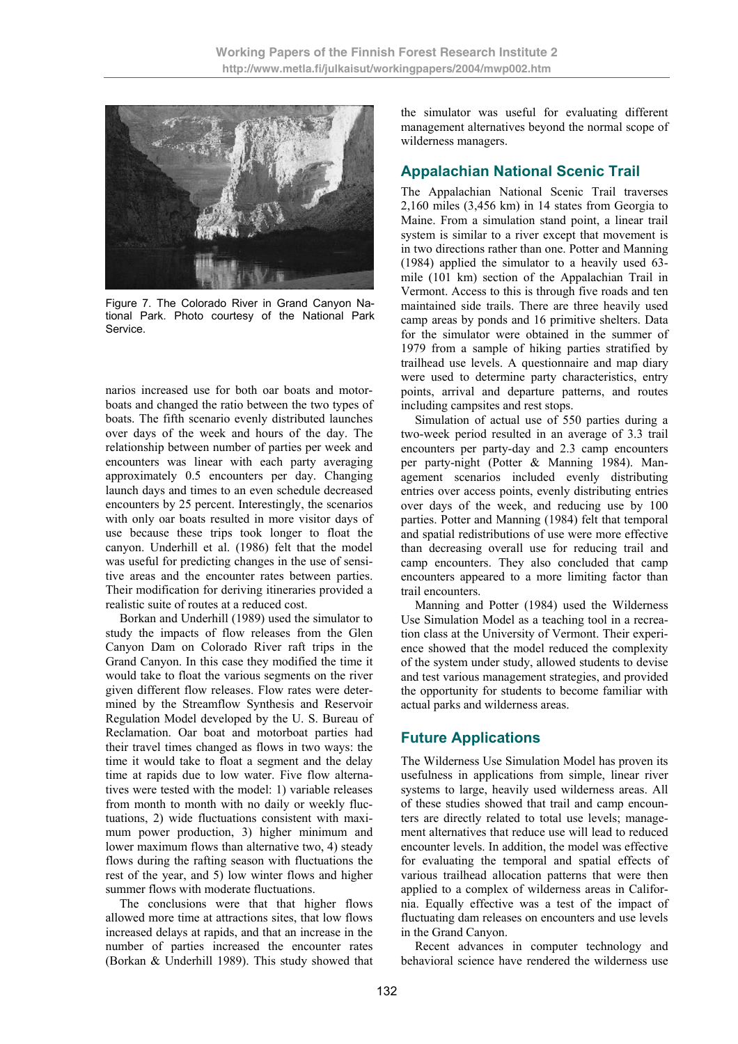Figure 7. The Colorado River in Grand Canyon National Park. Photo courtesy of the National Park Service.

narios increased use for both oar boats and motorboats and changed the ratio between the two types of boats. The fifth scenario evenly distributed launches over days of the week and hours of the day. The relationship between number of parties per week and encounters was linear with each party averaging approximately 0.5 encounters per day. Changing launch days and times to an even schedule decreased encounters by 25 percent. Interestingly, the scenarios with only oar boats resulted in more visitor days of use because these trips took longer to float the canyon. Underhill et al. (1986) felt that the model was useful for predicting changes in the use of sensitive areas and the encounter rates between parties. Their modification for deriving itineraries provided a realistic suite of routes at a reduced cost.

Borkan and Underhill (1989) used the simulator to study the impacts of flow releases from the Glen Canyon Dam on Colorado River raft trips in the Grand Canyon. In this case they modified the time it would take to float the various segments on the river given different flow releases. Flow rates were determined by the Streamflow Synthesis and Reservoir Regulation Model developed by the U. S. Bureau of Reclamation. Oar boat and motorboat parties had their travel times changed as flows in two ways: the time it would take to float a segment and the delay time at rapids due to low water. Five flow alternatives were tested with the model: 1) variable releases from month to month with no daily or weekly fluctuations, 2) wide fluctuations consistent with maximum power production, 3) higher minimum and lower maximum flows than alternative two, 4) steady flows during the rafting season with fluctuations the rest of the year, and 5) low winter flows and higher summer flows with moderate fluctuations.

The conclusions were that higher flows allowed more time at attractions sites, that low flows increased delays at rapids, and that an increase in the number of parties increased the encounter rates (Borkan & Underhill 1989). This study showed that the simulator was useful for evaluating different management alternatives beyond the normal scope of wilderness managers.

## Appalachian National Scenic Trail

The Appalachian National Scenic Trail traverses 2,160 miles (3,456 km) in 14 states from Georgia to Maine. From a simulation stand point, a linear trail system is similar to a river except that movement is in two directions rather than one. Potter and Manning (1984) applied the simulator to a heavily used 63-mile (101 km) section of the Appalachian Trail in Vermont. Access to this is through five roads and ten maintained side trails. There are three heavily used camp areas by ponds and 16 primitive shelters. Data for the simulator were obtained in the summer of 1979 from a sample of hiking parties stratified by trailhead use levels. A questionnaire and map diary were used to determine party characteristics, entry points, arrival and departure patterns, and routes including campsites and rest stops.

Simulation of actual use of 550 parties during a two-week period resulted in an average of 3.3 trail encounters per party-day and 2.3 camp encounters per party-night (Potter & Manning 1984). Management scenarios included evenly distributing entries over access points, evenly distributing entries over days of the week, and reducing use by 100 parties. Potter and Manning (1984) felt that temporal and spatial redistributions of use were more effective than decreasing overall use for reducing trail and camp encounters. They also concluded that camp encounters appeared to a more limiting factor than trail encounters.

Manning and Potter (1984) used the Wilderness Use Simulation Model as a teaching tool in a recreation class at the University of Vermont. Their experience showed that the model reduced the complexity of the system under study, allowed students to devise and test various management strategies, and provided the opportunity for students to become familiar with actual parks and wilderness areas.

## Future Applications

The Wilderness Use Simulation Model has proven its usefulness in applications from simple, linear river systems to large, heavily used wilderness areas. All of these studies showed that trail and camp encounters are directly related to total use levels; management alternatives that reduce use will lead to reduced encounter levels. In addition, the model was effective for evaluating the temporal and spatial effects of various trailhead allocation patterns that were then applied to a complex of wilderness areas in California. Equally effective was a test of the impact of fluctuating dam releases on encounters and use levels in the Grand Canyon.

Recent advances in computer technology and behavioral science have rendered the wilderness use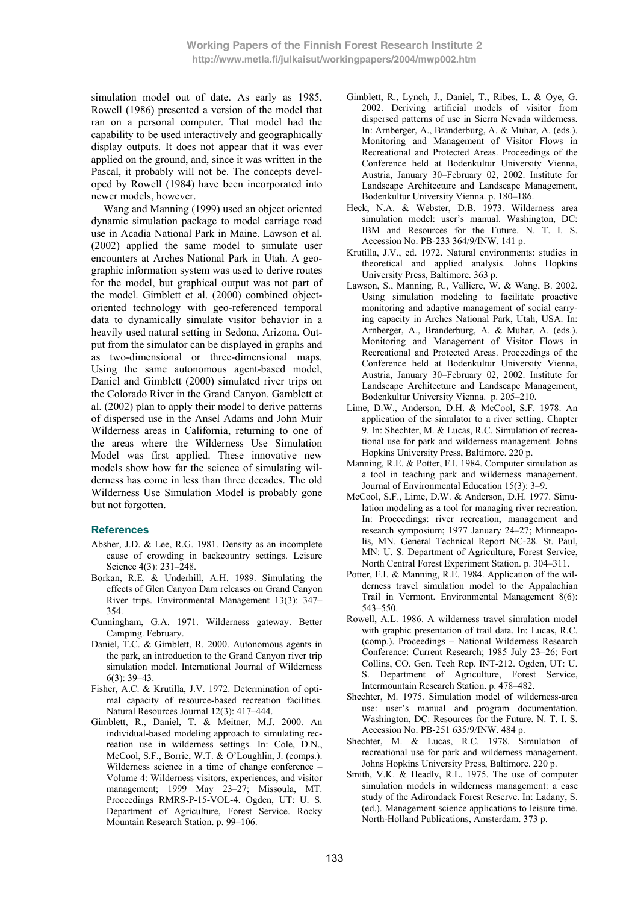simulation model out of date. As early as 1985, Rowell (1986) presented a version of the model that ran on a personal computer. That model had the capability to be used interactively and geographically display outputs. It does not appear that it was ever applied on the ground, and, since it was written in the Pascal, it probably will not be. The concepts developed by Rowell (1984) have been incorporated into newer models, however.

Wang and Manning (1999) used an object oriented dynamic simulation package to model carriage road use in Acadia National Park in Maine. Lawson et al. (2002) applied the same model to simulate user encounters at Arches National Park in Utah. A geographic information system was used to derive routes for the model, but graphical output was not part of the model. Gimblett et al. (2000) combined object-oriented technology with geo-referenced temporal data to dynamically simulate visitor behavior in a heavily used natural setting in Sedona, Arizona. Output from the simulator can be displayed in graphs and as two-dimensional or three-dimensional maps. Using the same autonomous agent-based model, Daniel and Gimblett (2000) simulated river trips on the Colorado River in the Grand Canyon. Gamblett et al. (2002) plan to apply their model to derive patterns of dispersed use in the Ansel Adams and John Muir Wilderness areas in California, returning to one of the areas where the Wilderness Use Simulation Model was first applied. These innovative new models show how far the science of simulating wilderness has come in less than three decades. The old Wilderness Use Simulation Model is probably gone but not forgotten.

## References

Absher, J.D. & Lee, R.G. 1981. Density as an incomplete cause of crowding in backcountry settings. Leisure Science 4(3): 231–248.

Borkan, R.E. & Underhill, A.H. 1989. Simulating the effects of Glen Canyon Dam releases on Grand Canyon River trips. Environmental Management 13(3): 347–354.

Cunningham, G.A. 1971. Wilderness gateway. Better Camping. February.

Daniel, T.C. & Gimblett, R. 2000. Autonomous agents in the park, an introduction to the Grand Canyon river trip simulation model. International Journal of Wilderness 6(3): 39–43.

Fisher, A.C. & Krutilla, J.V. 1972. Determination of optimal capacity of resource-based recreation facilities. Natural Resources Journal 12(3): 417–444.

Gimblett, R., Daniel, T. & Meitner, M.J. 2000. An individual-based modeling approach to simulating recreation use in wilderness settings. In: Cole, D.N., McCool, S.F., Borrie, W.T. & O'Loughlin, J. (comps.). Wilderness science in a time of change conference – Volume 4: Wilderness visitors, experiences, and visitor management; 1999 May 23–27; Missoula, MT. Proceedings RMRS-P-15-VOL-4. Ogden, UT: U. S. Department of Agriculture, Forest Service. Rocky Mountain Research Station. p. 99–106.

Gimblett, R., Lynch, J., Daniel, T., Ribes, L. & Oye, G. 2002. Deriving artificial models of visitor from dispersed patterns of use in Sierra Nevada wilderness. In: Arnberger, A., Branderburg, A. & Muhar, A. (eds.). Monitoring and Management of Visitor Flows in Recreational and Protected Areas. Proceedings of the Conference held at Bodenkultur University Vienna, Austria, January 30–February 02, 2002. Institute for Landscape Architecture and Landscape Management, Bodenkultur University Vienna. p. 180–186.

Heck, N.A. & Webster, D.B. 1973. Wilderness area simulation model: user's manual. Washington, DC: IBM and Resources for the Future. N. T. I. S. Accession No. PB-233 364/9/INW. 141 p.

Krutilla, J.V., ed. 1972. Natural environments: studies in theoretical and applied analysis. Johns Hopkins University Press, Baltimore. 363 p.

Lawson, S., Manning, R., Valliere, W. & Wang, B. 2002. Using simulation modeling to facilitate proactive monitoring and adaptive management of social carrying capacity in Arches National Park, Utah, USA. In: Arnberger, A., Branderburg, A. & Muhar, A. (eds.). Monitoring and Management of Visitor Flows in Recreational and Protected Areas. Proceedings of the Conference held at Bodenkultur University Vienna, Austria, January 30–February 02, 2002. Institute for Landscape Architecture and Landscape Management, Bodenkultur University Vienna. p. 205–210.

Lime, D.W., Anderson, D.H. & McCool, S.F. 1978. An application of the simulator to a river setting. Chapter 9. In: Shechter, M. & Lucas, R.C. Simulation of recreational use for park and wilderness management. Johns Hopkins University Press, Baltimore. 220 p.

Manning, R.E. & Potter, F.I. 1984. Computer simulation as a tool in teaching park and wilderness management. Journal of Environmental Education 15(3): 3–9.

McCool, S.F., Lime, D.W. & Anderson, D.H. 1977. Simulation modeling as a tool for managing river recreation. In: Proceedings: river recreation, management and research symposium; 1977 January 24–27; Minneapolis, MN. General Technical Report NC-28. St. Paul, MN: U. S. Department of Agriculture, Forest Service, North Central Forest Experiment Station. p. 304–311.

Potter, F.I. & Manning, R.E. 1984. Application of the wilderness travel simulation model to the Appalachian Trail in Vermont. Environmental Management 8(6): 543–550.

Rowell, A.L. 1986. A wilderness travel simulation model with graphic presentation of trail data. In: Lucas, R.C. (comp.). Proceedings – National Wilderness Research Conference: Current Research; 1985 July 23–26; Fort Collins, CO. Gen. Tech Rep. INT-212. Ogden, UT: U. S. Department of Agriculture, Forest Service, Intermountain Research Station. p. 478–482.

Shechter, M. 1975. Simulation model of wilderness-area use: user's manual and program documentation. Washington, DC: Resources for the Future. N. T. I. S. Accession No. PB-251 635/9/INW. 484 p.

Shechter, M. & Lucas, R.C. 1978. Simulation of recreational use for park and wilderness management. Johns Hopkins University Press, Baltimore. 220 p.

Smith, V.K. & Headly, R.L. 1975. The use of computer simulation models in wilderness management: a case study of the Adirondack Forest Reserve. In: Ladany, S. (ed.). Management science applications to leisure time. North-Holland Publications, Amsterdam. 373 p.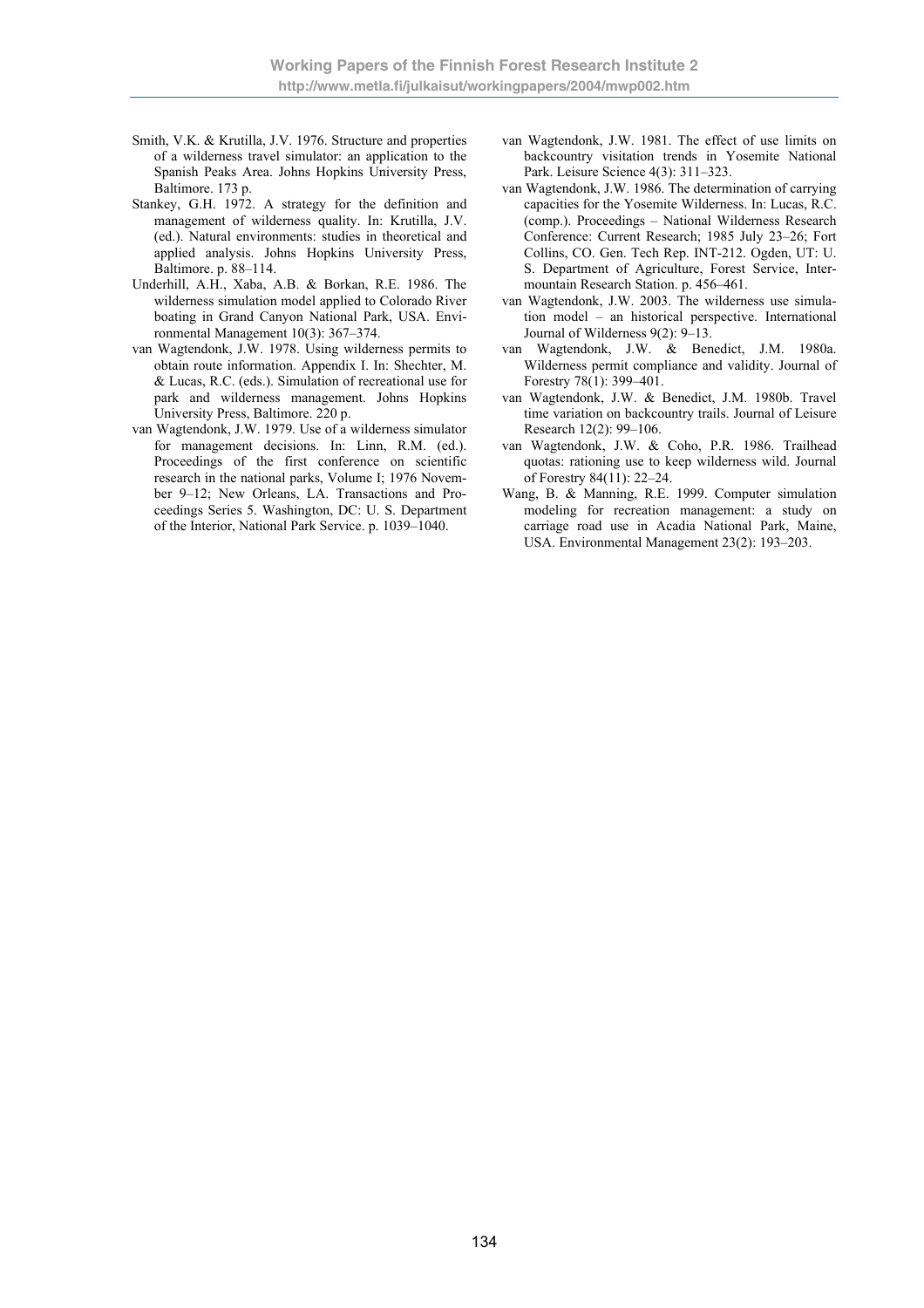Smith, V.K. & Krutilla, J.V. 1976. Structure and properties of a wilderness travel simulator: an application to the Spanish Peaks Area. Johns Hopkins University Press, Baltimore. 173 p.

Stankey, G.H. 1972. A strategy for the definition and management of wilderness quality. In: Krutilla, J.V. (ed.). Natural environments: studies in theoretical and applied analysis. Johns Hopkins University Press, Baltimore. p. 88–114.

Underhill, A.H., Xaba, A.B. & Borkan, R.E. 1986. The wilderness simulation model applied to Colorado River boating in Grand Canyon National Park, USA. Environmental Management 10(3): 367–374.

van Wagtendonk, J.W. 1978. Using wilderness permits to obtain route information. Appendix I. In: Shechter, M. & Lucas, R.C. (eds.). Simulation of recreational use for park and wilderness management. Johns Hopkins University Press, Baltimore. 220 p.

van Wagtendonk, J.W. 1979. Use of a wilderness simulator for management decisions. In: Linn, R.M. (ed.). Proceedings of the first conference on scientific research in the national parks, Volume I; 1976 November 9–12; New Orleans, LA. Transactions and Proceedings Series 5. Washington, DC: U. S. Department of the Interior, National Park Service. p. 1039–1040.

van Wagtendonk, J.W. 1981. The effect of use limits on backcountry visitation trends in Yosemite National Park. Leisure Science 4(3): 311–323.

van Wagtendonk, J.W. 1986. The determination of carrying capacities for the Yosemite Wilderness. In: Lucas, R.C. (comp.). Proceedings – National Wilderness Research Conference: Current Research; 1985 July 23–26; Fort Collins, CO. Gen. Tech Rep. INT-212. Ogden, UT: U. S. Department of Agriculture, Forest Service, Intermountain Research Station. p. 456–461.

van Wagtendonk, J.W. 2003. The wilderness use simulation model – an historical perspective. International Journal of Wilderness 9(2): 9–13.

van Wagtendonk, J.W. & Benedict, J.M. 1980a. Wilderness permit compliance and validity. Journal of Forestry 78(1): 399–401.

van Wagtendonk, J.W. & Benedict, J.M. 1980b. Travel time variation on backcountry trails. Journal of Leisure Research 12(2): 99–106.

van Wagtendonk, J.W. & Coho, P.R. 1986. Trailhead quotas: rationing use to keep wilderness wild. Journal of Forestry 84(11): 22–24.

Wang, B. & Manning, R.E. 1999. Computer simulation modeling for recreation management: a study on carriage road use in Acadia National Park, Maine, USA. Environmental Management 23(2): 193–203.